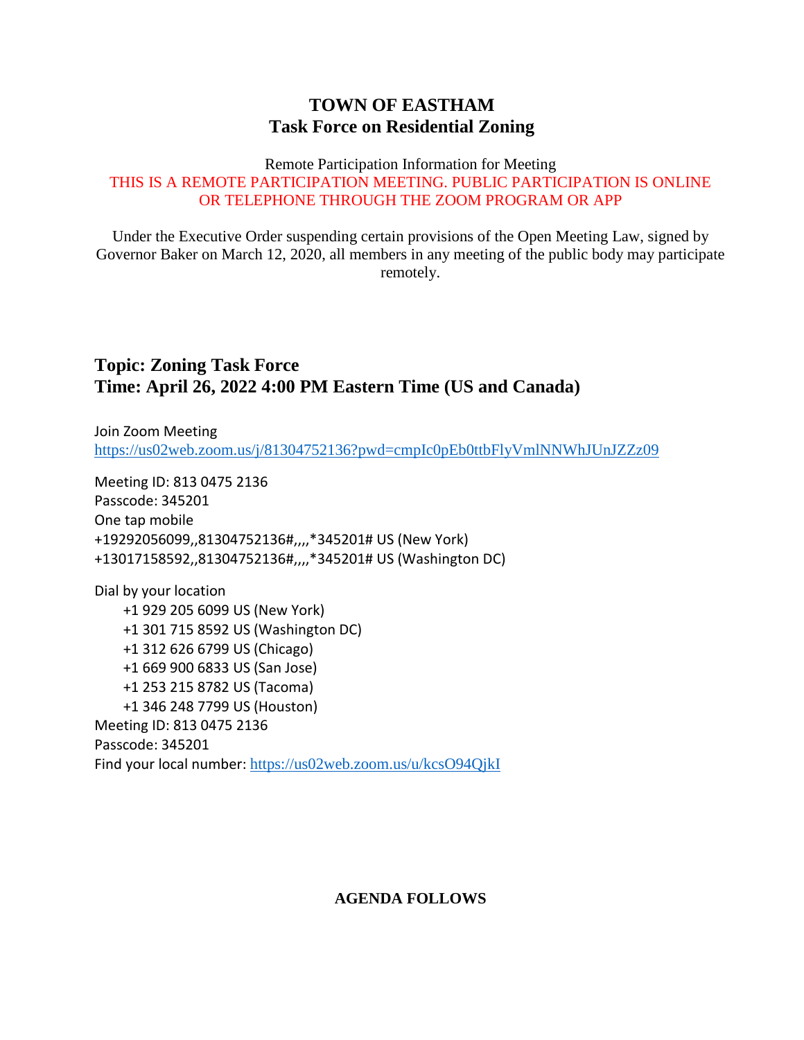# TOWN OF EASTHAM
## Task Force on Residential Zoning

Remote Participation Information for Meeting
THIS IS A REMOTE PARTICIPATION MEETING. PUBLIC PARTICIPATION IS ONLINE OR TELEPHONE THROUGH THE ZOOM PROGRAM OR APP

Under the Executive Order suspending certain provisions of the Open Meeting Law, signed by Governor Baker on March 12, 2020, all members in any meeting of the public body may participate remotely.

### Topic: Zoning Task Force
### Time: April 26, 2022 4:00 PM Eastern Time (US and Canada)

Join Zoom Meeting
https://us02web.zoom.us/j/81304752136?pwd=cmpIc0pEb0ttbFlyVmlNNWhJUnJZZz09

Meeting ID: 813 0475 2136
Passcode: 345201
One tap mobile
+19292056099,,81304752136#,,,,*345201# US (New York)
+13017158592,,81304752136#,,,,*345201# US (Washington DC)

Dial by your location
+1 929 205 6099 US (New York)
+1 301 715 8592 US (Washington DC)
+1 312 626 6799 US (Chicago)
+1 669 900 6833 US (San Jose)
+1 253 215 8782 US (Tacoma)
+1 346 248 7799 US (Houston)
Meeting ID: 813 0475 2136
Passcode: 345201
Find your local number: https://us02web.zoom.us/u/kcsO94QjkI

**AGENDA FOLLOWS**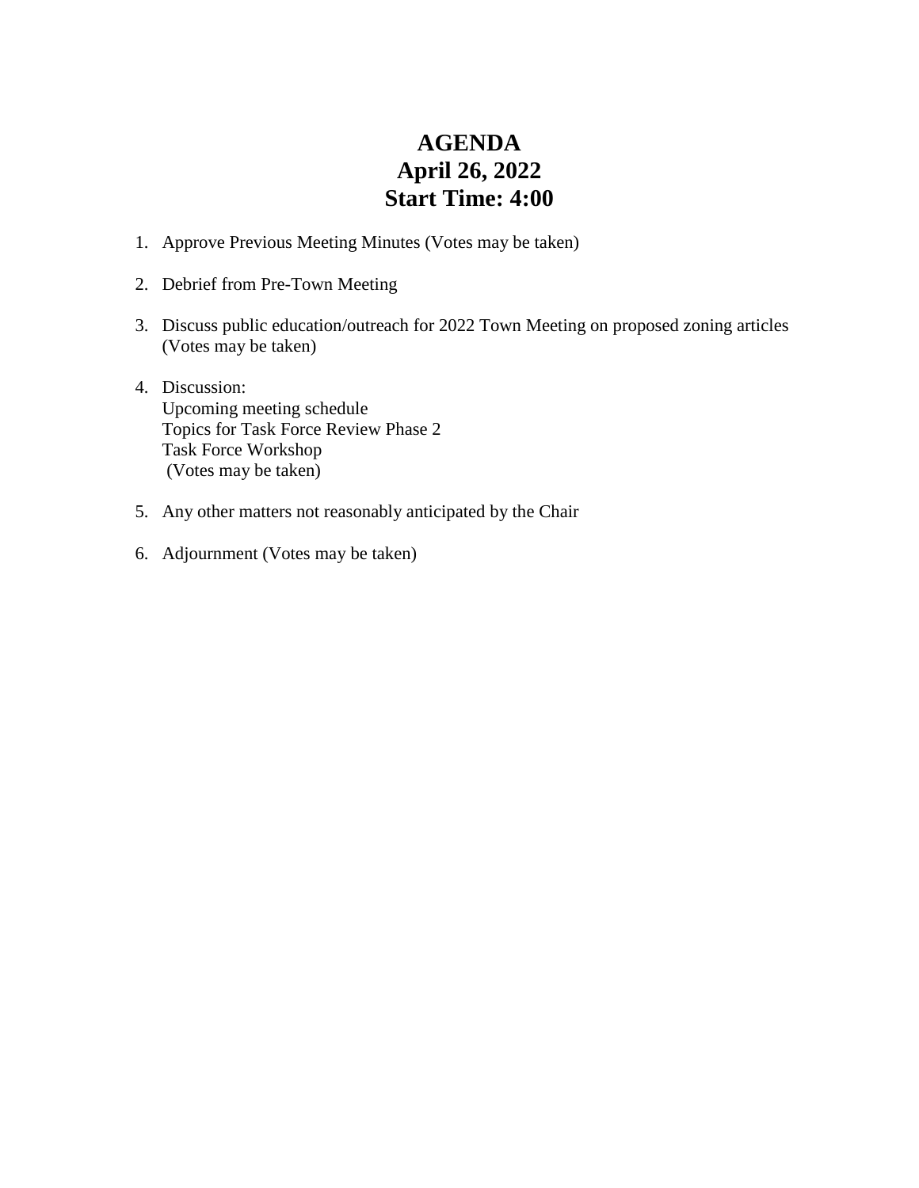# AGENDA
# April 26, 2022
# Start Time: 4:00

1. Approve Previous Meeting Minutes (Votes may be taken)

2. Debrief from Pre-Town Meeting

3. Discuss public education/outreach for 2022 Town Meeting on proposed zoning articles (Votes may be taken)

4. Discussion:
   Upcoming meeting schedule
   Topics for Task Force Review Phase 2
   Task Force Workshop
   (Votes may be taken)

5. Any other matters not reasonably anticipated by the Chair

6. Adjournment (Votes may be taken)